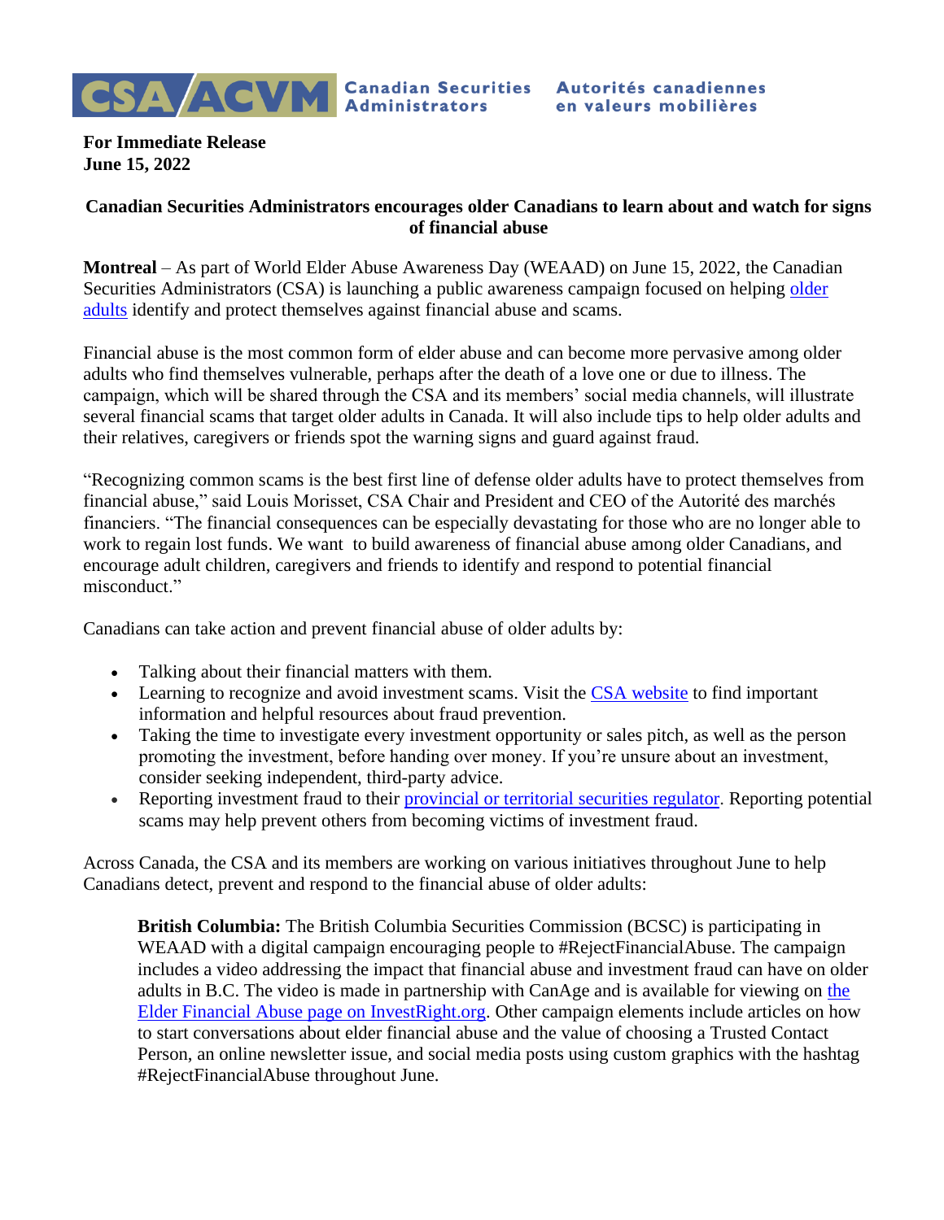CSA ACVM Canadian Securities Administrators Autorités canadiennes en valeurs mobilières

**For Immediate Release**
**June 15, 2022**

**Canadian Securities Administrators encourages older Canadians to learn about and watch for signs of financial abuse**

**Montreal** – As part of World Elder Abuse Awareness Day (WEAAD) on June 15, 2022, the Canadian Securities Administrators (CSA) is launching a public awareness campaign focused on helping older adults identify and protect themselves against financial abuse and scams.

Financial abuse is the most common form of elder abuse and can become more pervasive among older adults who find themselves vulnerable, perhaps after the death of a love one or due to illness. The campaign, which will be shared through the CSA and its members' social media channels, will illustrate several financial scams that target older adults in Canada. It will also include tips to help older adults and their relatives, caregivers or friends spot the warning signs and guard against fraud.

"Recognizing common scams is the best first line of defense older adults have to protect themselves from financial abuse," said Louis Morisset, CSA Chair and President and CEO of the Autorité des marchés financiers. "The financial consequences can be especially devastating for those who are no longer able to work to regain lost funds. We want to build awareness of financial abuse among older Canadians, and encourage adult children, caregivers and friends to identify and respond to potential financial misconduct."

Canadians can take action and prevent financial abuse of older adults by:

- Talking about their financial matters with them.
- Learning to recognize and avoid investment scams. Visit the CSA website to find important information and helpful resources about fraud prevention.
- Taking the time to investigate every investment opportunity or sales pitch, as well as the person promoting the investment, before handing over money. If you're unsure about an investment, consider seeking independent, third-party advice.
- Reporting investment fraud to their provincial or territorial securities regulator. Reporting potential scams may help prevent others from becoming victims of investment fraud.

Across Canada, the CSA and its members are working on various initiatives throughout June to help Canadians detect, prevent and respond to the financial abuse of older adults:

> **British Columbia:** The British Columbia Securities Commission (BCSC) is participating in WEAAD with a digital campaign encouraging people to #RejectFinancialAbuse. The campaign includes a video addressing the impact that financial abuse and investment fraud can have on older adults in B.C. The video is made in partnership with CanAge and is available for viewing on the Elder Financial Abuse page on InvestRight.org. Other campaign elements include articles on how to start conversations about elder financial abuse and the value of choosing a Trusted Contact Person, an online newsletter issue, and social media posts using custom graphics with the hashtag #RejectFinancialAbuse throughout June.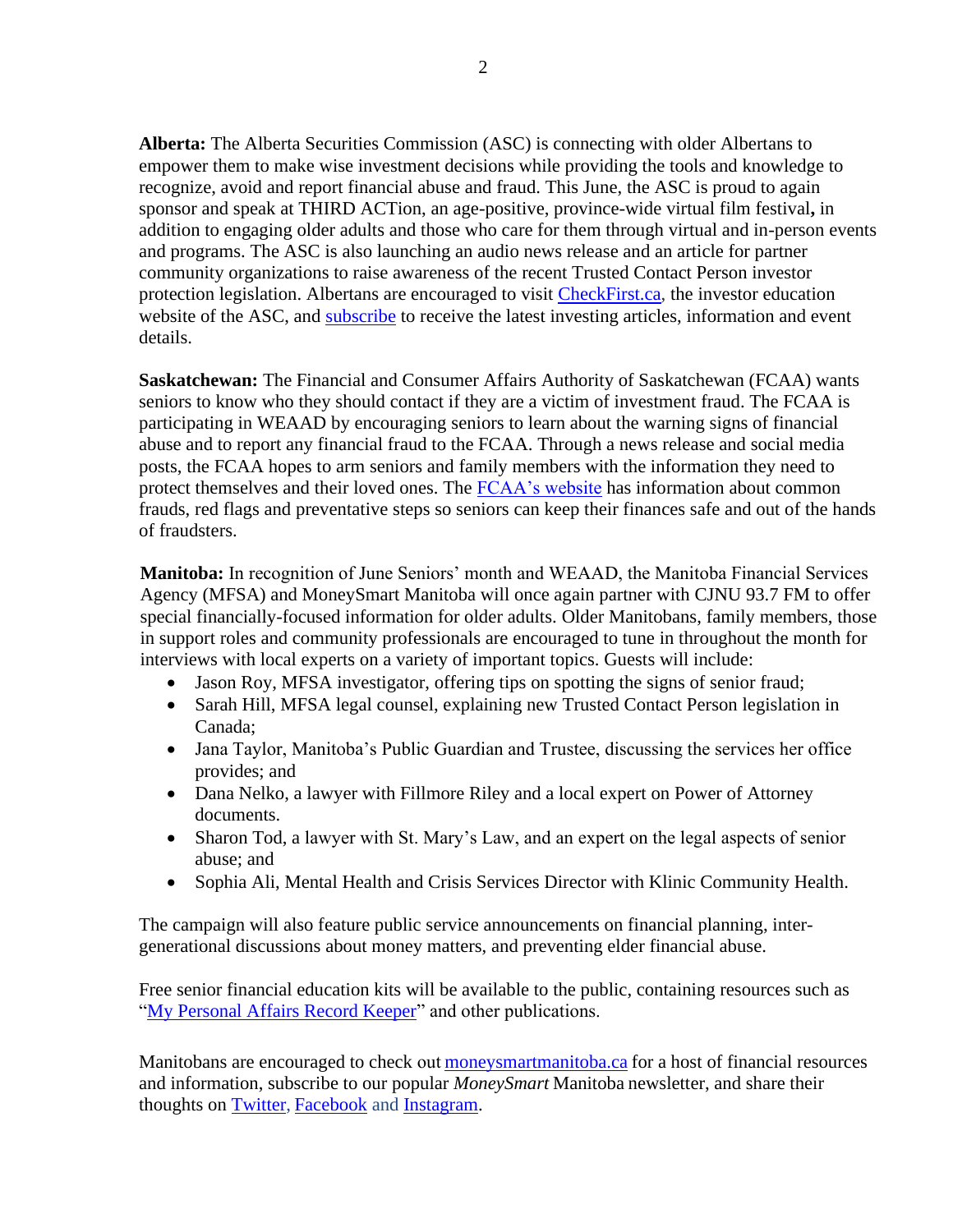**Alberta:** The Alberta Securities Commission (ASC) is connecting with older Albertans to empower them to make wise investment decisions while providing the tools and knowledge to recognize, avoid and report financial abuse and fraud. This June, the ASC is proud to again sponsor and speak at THIRD ACTion, an age-positive, province-wide virtual film festival**,** in addition to engaging older adults and those who care for them through virtual and in-person events and programs. The ASC is also launching an audio news release and an article for partner community organizations to raise awareness of the recent Trusted Contact Person investor protection legislation. Albertans are encouraged to visit CheckFirst.ca, the investor education website of the ASC, and subscribe to receive the latest investing articles, information and event details.

**Saskatchewan:** The Financial and Consumer Affairs Authority of Saskatchewan (FCAA) wants seniors to know who they should contact if they are a victim of investment fraud. The FCAA is participating in WEAAD by encouraging seniors to learn about the warning signs of financial abuse and to report any financial fraud to the FCAA. Through a news release and social media posts, the FCAA hopes to arm seniors and family members with the information they need to protect themselves and their loved ones. The FCAA's website has information about common frauds, red flags and preventative steps so seniors can keep their finances safe and out of the hands of fraudsters.

**Manitoba:** In recognition of June Seniors' month and WEAAD, the Manitoba Financial Services Agency (MFSA) and MoneySmart Manitoba will once again partner with CJNU 93.7 FM to offer special financially-focused information for older adults. Older Manitobans, family members, those in support roles and community professionals are encouraged to tune in throughout the month for interviews with local experts on a variety of important topics. Guests will include:

- Jason Roy, MFSA investigator, offering tips on spotting the signs of senior fraud;
- Sarah Hill, MFSA legal counsel, explaining new Trusted Contact Person legislation in Canada;
- Jana Taylor, Manitoba's Public Guardian and Trustee, discussing the services her office provides; and
- Dana Nelko, a lawyer with Fillmore Riley and a local expert on Power of Attorney documents.
- Sharon Tod, a lawyer with St. Mary's Law, and an expert on the legal aspects of senior abuse; and
- Sophia Ali, Mental Health and Crisis Services Director with Klinic Community Health.

The campaign will also feature public service announcements on financial planning, inter-generational discussions about money matters, and preventing elder financial abuse.

Free senior financial education kits will be available to the public, containing resources such as "My Personal Affairs Record Keeper" and other publications.

Manitobans are encouraged to check out moneysmartmanitoba.ca for a host of financial resources and information, subscribe to our popular *MoneySmart* Manitoba newsletter, and share their thoughts on Twitter, Facebook and Instagram.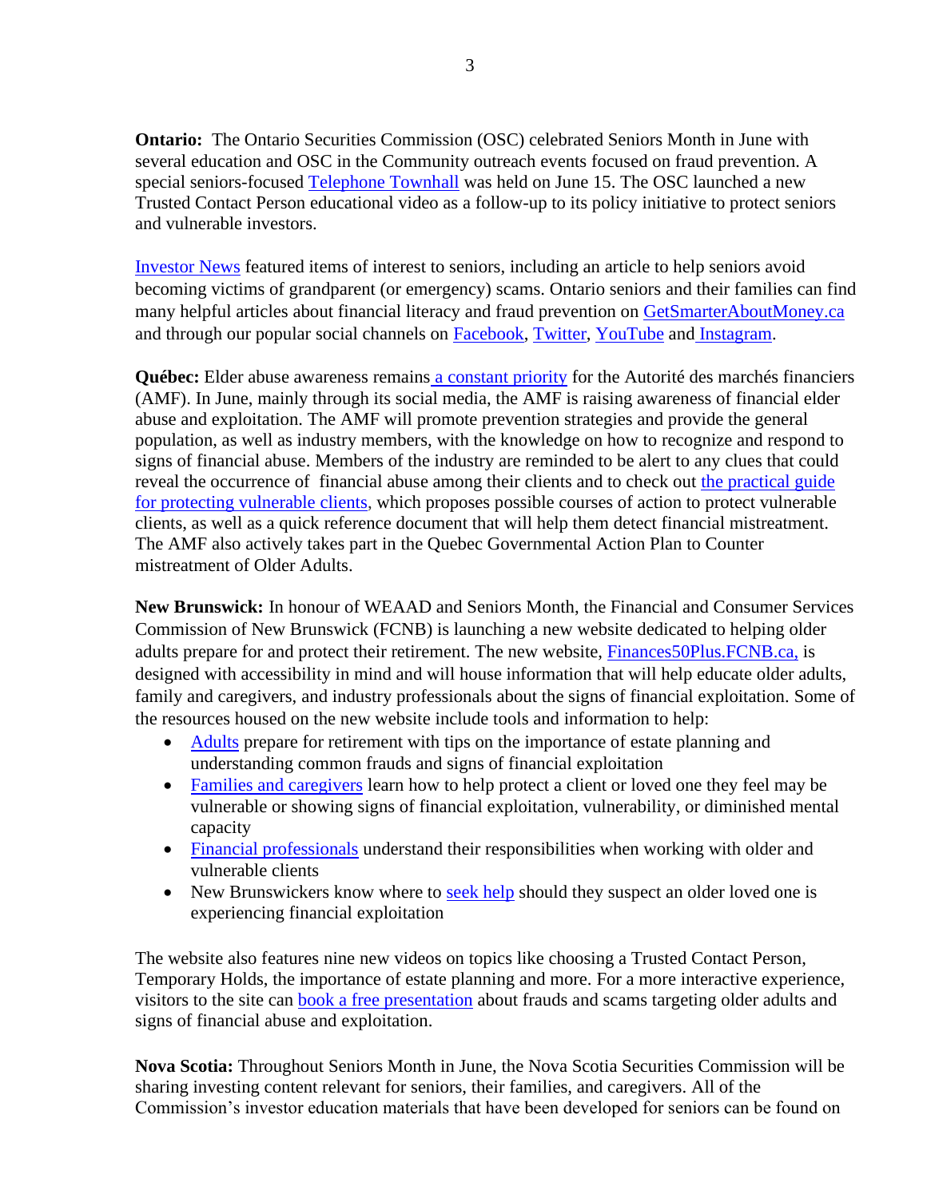**Ontario:** The Ontario Securities Commission (OSC) celebrated Seniors Month in June with several education and OSC in the Community outreach events focused on fraud prevention. A special seniors-focused Telephone Townhall was held on June 15. The OSC launched a new Trusted Contact Person educational video as a follow-up to its policy initiative to protect seniors and vulnerable investors.

Investor News featured items of interest to seniors, including an article to help seniors avoid becoming victims of grandparent (or emergency) scams. Ontario seniors and their families can find many helpful articles about financial literacy and fraud prevention on GetSmarterAboutMoney.ca and through our popular social channels on Facebook, Twitter, YouTube and Instagram.

**Québec:** Elder abuse awareness remains a constant priority for the Autorité des marchés financiers (AMF). In June, mainly through its social media, the AMF is raising awareness of financial elder abuse and exploitation. The AMF will promote prevention strategies and provide the general population, as well as industry members, with the knowledge on how to recognize and respond to signs of financial abuse. Members of the industry are reminded to be alert to any clues that could reveal the occurrence of financial abuse among their clients and to check out the practical guide for protecting vulnerable clients, which proposes possible courses of action to protect vulnerable clients, as well as a quick reference document that will help them detect financial mistreatment. The AMF also actively takes part in the Quebec Governmental Action Plan to Counter mistreatment of Older Adults.

**New Brunswick:** In honour of WEAAD and Seniors Month, the Financial and Consumer Services Commission of New Brunswick (FCNB) is launching a new website dedicated to helping older adults prepare for and protect their retirement. The new website, Finances50Plus.FCNB.ca, is designed with accessibility in mind and will house information that will help educate older adults, family and caregivers, and industry professionals about the signs of financial exploitation. Some of the resources housed on the new website include tools and information to help:

- Adults prepare for retirement with tips on the importance of estate planning and understanding common frauds and signs of financial exploitation
- Families and caregivers learn how to help protect a client or loved one they feel may be vulnerable or showing signs of financial exploitation, vulnerability, or diminished mental capacity
- Financial professionals understand their responsibilities when working with older and vulnerable clients
- New Brunswickers know where to seek help should they suspect an older loved one is experiencing financial exploitation

The website also features nine new videos on topics like choosing a Trusted Contact Person, Temporary Holds, the importance of estate planning and more. For a more interactive experience, visitors to the site can book a free presentation about frauds and scams targeting older adults and signs of financial abuse and exploitation.

**Nova Scotia:** Throughout Seniors Month in June, the Nova Scotia Securities Commission will be sharing investing content relevant for seniors, their families, and caregivers. All of the Commission's investor education materials that have been developed for seniors can be found on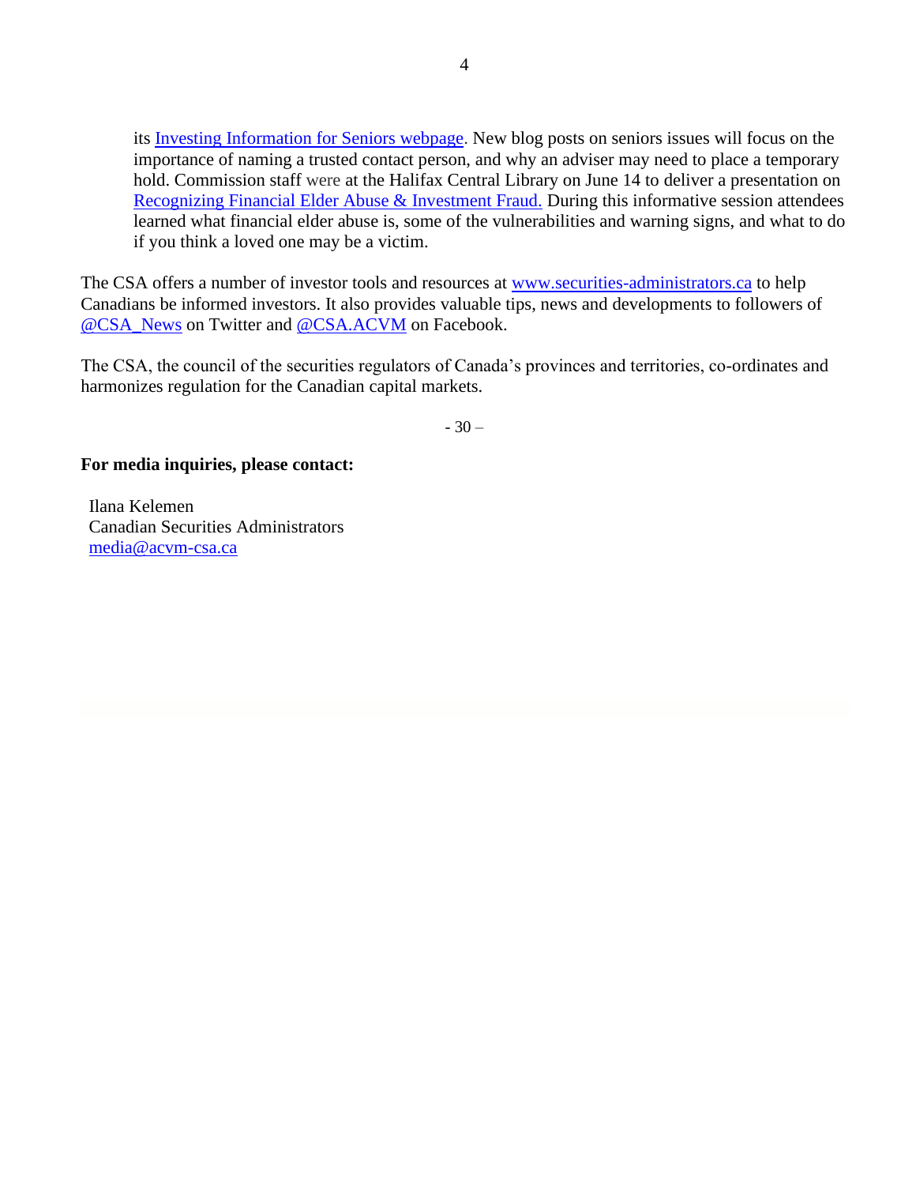its Investing Information for Seniors webpage. New blog posts on seniors issues will focus on the importance of naming a trusted contact person, and why an adviser may need to place a temporary hold. Commission staff were at the Halifax Central Library on June 14 to deliver a presentation on Recognizing Financial Elder Abuse & Investment Fraud. During this informative session attendees learned what financial elder abuse is, some of the vulnerabilities and warning signs, and what to do if you think a loved one may be a victim.

The CSA offers a number of investor tools and resources at www.securities-administrators.ca to help Canadians be informed investors. It also provides valuable tips, news and developments to followers of @CSA_News on Twitter and @CSA.ACVM on Facebook.

The CSA, the council of the securities regulators of Canada's provinces and territories, co-ordinates and harmonizes regulation for the Canadian capital markets.

\- 30 –

**For media inquiries, please contact:**

Ilana Kelemen
Canadian Securities Administrators
media@acvm-csa.ca